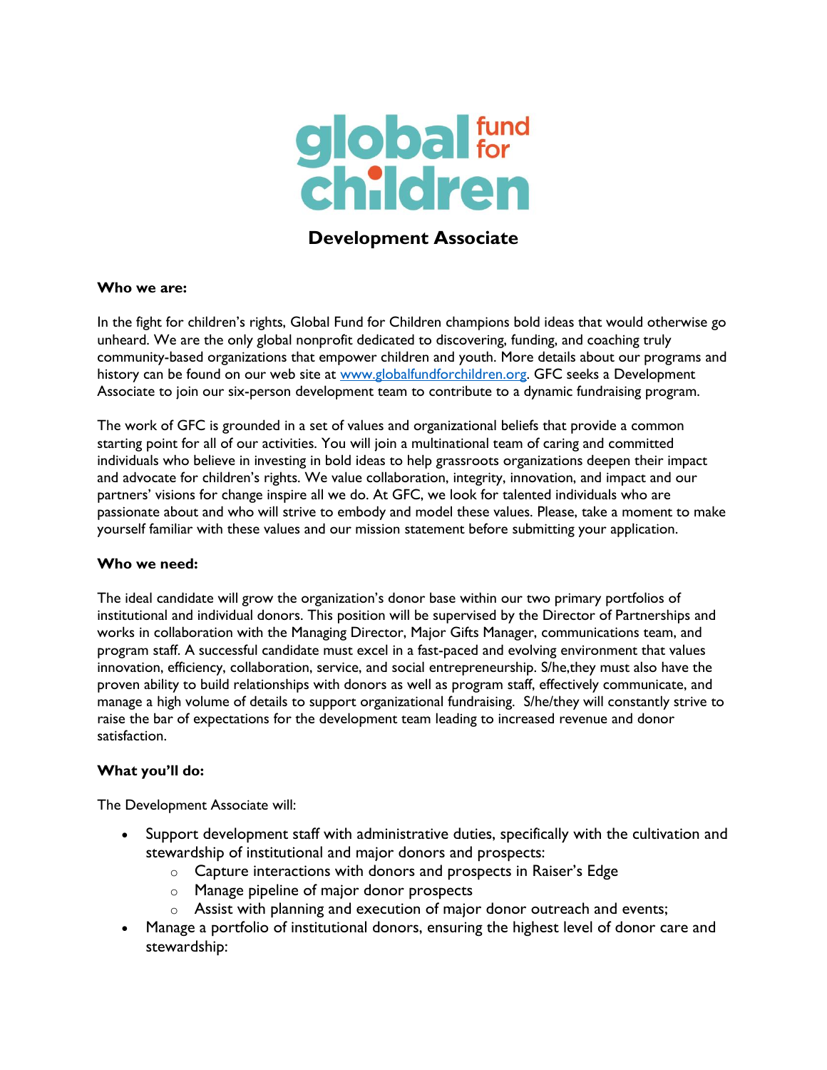global fund for children

# Development Associate

**Who we are:**

In the fight for children's rights, Global Fund for Children champions bold ideas that would otherwise go unheard. We are the only global nonprofit dedicated to discovering, funding, and coaching truly community-based organizations that empower children and youth. More details about our programs and history can be found on our web site at [www.globalfundforchildren.org](http://www.globalfundforchildren.org). GFC seeks a Development Associate to join our six-person development team to contribute to a dynamic fundraising program.

The work of GFC is grounded in a set of values and organizational beliefs that provide a common starting point for all of our activities. You will join a multinational team of caring and committed individuals who believe in investing in bold ideas to help grassroots organizations deepen their impact and advocate for children's rights. We value collaboration, integrity, innovation, and impact and our partners' visions for change inspire all we do. At GFC, we look for talented individuals who are passionate about and who will strive to embody and model these values. Please, take a moment to make yourself familiar with these values and our mission statement before submitting your application.

**Who we need:**

The ideal candidate will grow the organization's donor base within our two primary portfolios of institutional and individual donors. This position will be supervised by the Director of Partnerships and works in collaboration with the Managing Director, Major Gifts Manager, communications team, and program staff. A successful candidate must excel in a fast-paced and evolving environment that values innovation, efficiency, collaboration, service, and social entrepreneurship. S/he,they must also have the proven ability to build relationships with donors as well as program staff, effectively communicate, and manage a high volume of details to support organizational fundraising. S/he/they will constantly strive to raise the bar of expectations for the development team leading to increased revenue and donor satisfaction.

**What you'll do:**

The Development Associate will:

- Support development staff with administrative duties, specifically with the cultivation and stewardship of institutional and major donors and prospects:
  - Capture interactions with donors and prospects in Raiser's Edge
  - Manage pipeline of major donor prospects
  - Assist with planning and execution of major donor outreach and events;
- Manage a portfolio of institutional donors, ensuring the highest level of donor care and stewardship: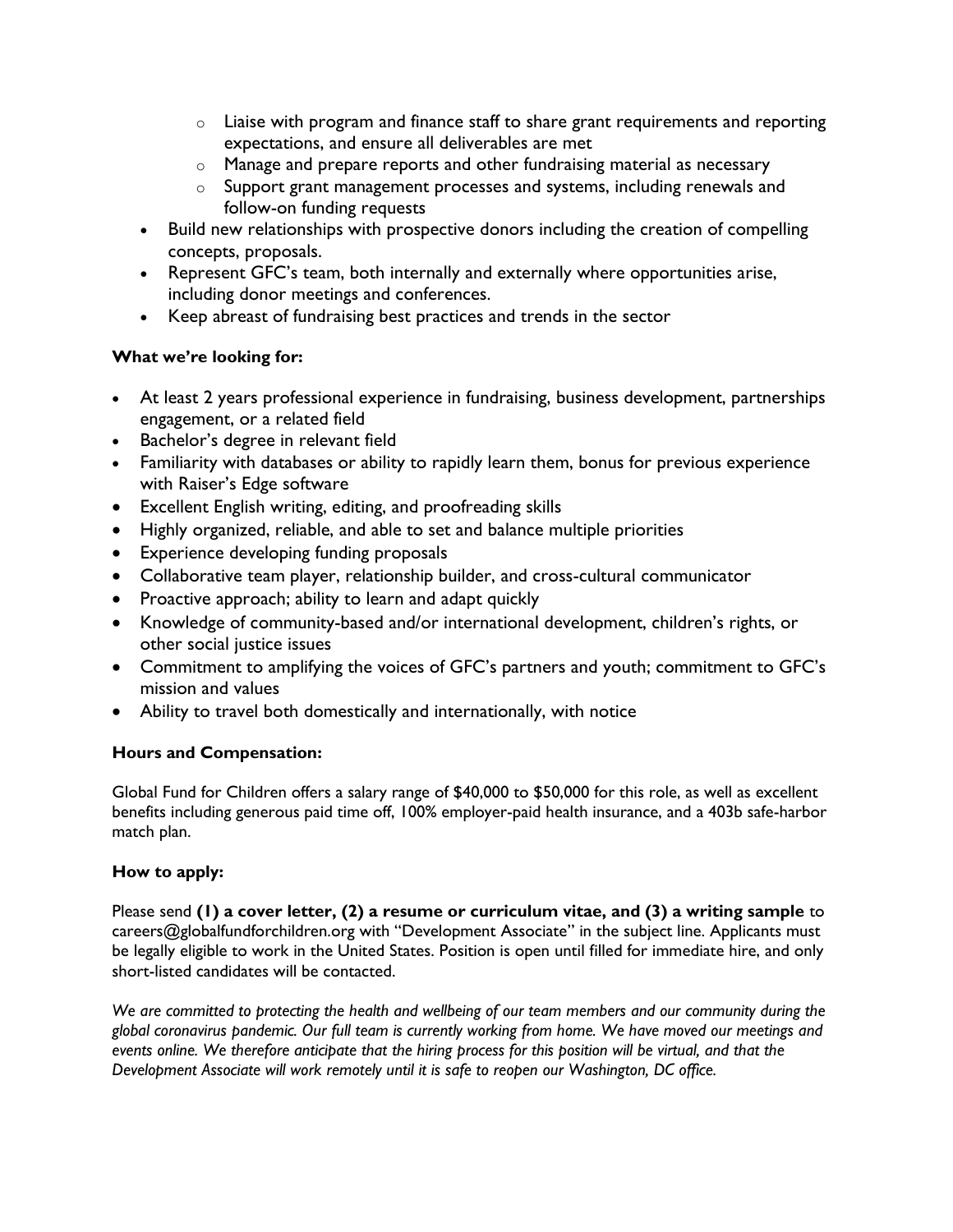- Liaise with program and finance staff to share grant requirements and reporting expectations, and ensure all deliverables are met
    - Manage and prepare reports and other fundraising material as necessary
    - Support grant management processes and systems, including renewals and follow-on funding requests
- Build new relationships with prospective donors including the creation of compelling concepts, proposals.
- Represent GFC's team, both internally and externally where opportunities arise, including donor meetings and conferences.
- Keep abreast of fundraising best practices and trends in the sector

**What we're looking for:**

- At least 2 years professional experience in fundraising, business development, partnerships engagement, or a related field
- Bachelor's degree in relevant field
- Familiarity with databases or ability to rapidly learn them, bonus for previous experience with Raiser's Edge software
- Excellent English writing, editing, and proofreading skills
- Highly organized, reliable, and able to set and balance multiple priorities
- Experience developing funding proposals
- Collaborative team player, relationship builder, and cross-cultural communicator
- Proactive approach; ability to learn and adapt quickly
- Knowledge of community-based and/or international development, children's rights, or other social justice issues
- Commitment to amplifying the voices of GFC's partners and youth; commitment to GFC's mission and values
- Ability to travel both domestically and internationally, with notice

**Hours and Compensation:**

Global Fund for Children offers a salary range of $40,000 to $50,000 for this role, as well as excellent benefits including generous paid time off, 100% employer-paid health insurance, and a 403b safe-harbor match plan.

**How to apply:**

Please send **(1) a cover letter, (2) a resume or curriculum vitae, and (3) a writing sample** to careers@globalfundforchildren.org with "Development Associate" in the subject line. Applicants must be legally eligible to work in the United States. Position is open until filled for immediate hire, and only short-listed candidates will be contacted.

*We are committed to protecting the health and wellbeing of our team members and our community during the global coronavirus pandemic. Our full team is currently working from home. We have moved our meetings and events online. We therefore anticipate that the hiring process for this position will be virtual, and that the Development Associate will work remotely until it is safe to reopen our Washington, DC office.*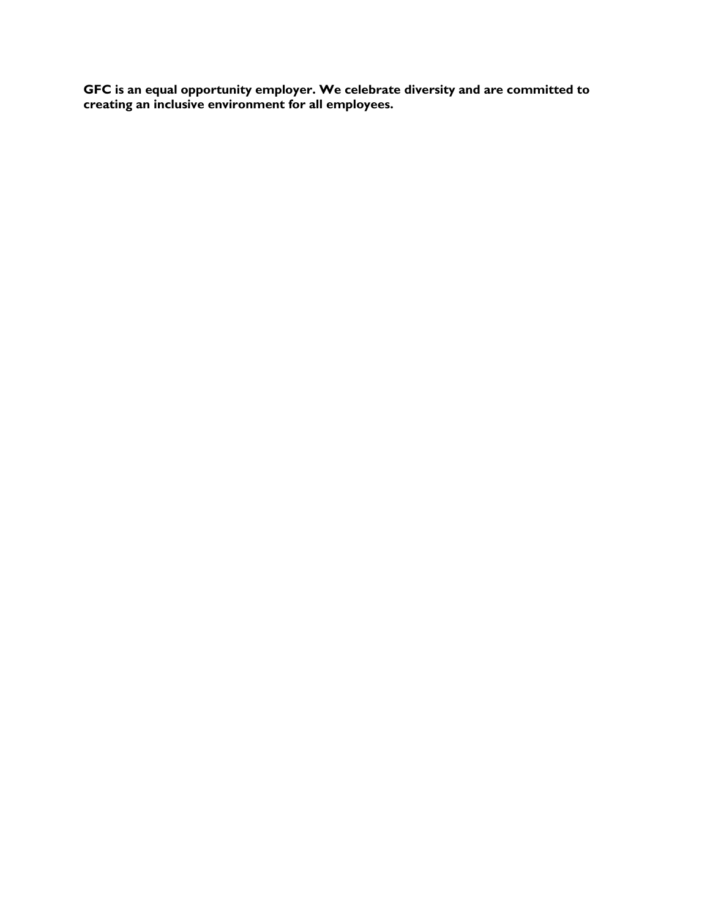**GFC is an equal opportunity employer. We celebrate diversity and are committed to creating an inclusive environment for all employees.**